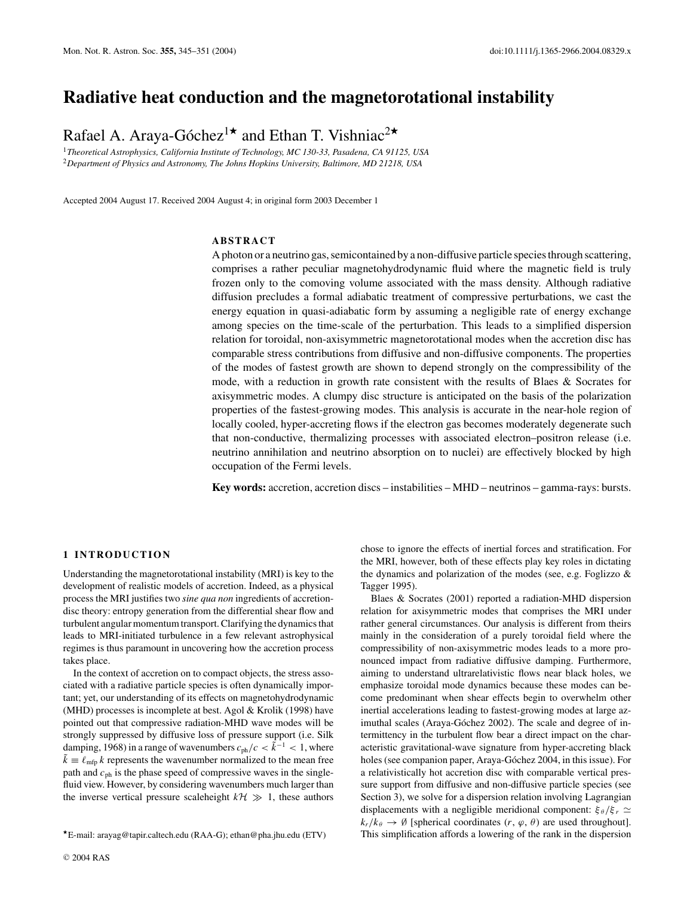# Radiative heat conduction and the magnetorotational instability

Rafael A. Araya-Góchez[1★] and Ethan T. Vishniac[2★]

[1] *Theoretical Astrophysics, California Institute of Technology, MC 130-33, Pasadena, CA 91125, USA*
[2] *Department of Physics and Astronomy, The Johns Hopkins University, Baltimore, MD 21218, USA*

Accepted 2004 August 17. Received 2004 August 4; in original form 2003 December 1

## ABSTRACT

A photon or a neutrino gas, semicontained by a non-diffusive particle species through scattering, comprises a rather peculiar magnetohydrodynamic fluid where the magnetic field is truly frozen only to the comoving volume associated with the mass density. Although radiative diffusion precludes a formal adiabatic treatment of compressive perturbations, we cast the energy equation in quasi-adiabatic form by assuming a negligible rate of energy exchange among species on the time-scale of the perturbation. This leads to a simplified dispersion relation for toroidal, non-axisymmetric magnetorotational modes when the accretion disc has comparable stress contributions from diffusive and non-diffusive components. The properties of the modes of fastest growth are shown to depend strongly on the compressibility of the mode, with a reduction in growth rate consistent with the results of Blaes & Socrates for axisymmetric modes. A clumpy disc structure is anticipated on the basis of the polarization properties of the fastest-growing modes. This analysis is accurate in the near-hole region of locally cooled, hyper-accreting flows if the electron gas becomes moderately degenerate such that non-conductive, thermalizing processes with associated electron–positron release (i.e. neutrino annihilation and neutrino absorption on to nuclei) are effectively blocked by high occupation of the Fermi levels.

**Key words:** accretion, accretion discs – instabilities – MHD – neutrinos – gamma-rays: bursts.

## 1 INTRODUCTION

Understanding the magnetorotational instability (MRI) is key to the development of realistic models of accretion. Indeed, as a physical process the MRI justifies two *sine qua non* ingredients of accretion-disc theory: entropy generation from the differential shear flow and turbulent angular momentum transport. Clarifying the dynamics that leads to MRI-initiated turbulence in a few relevant astrophysical regimes is thus paramount in uncovering how the accretion process takes place.

In the context of accretion on to compact objects, the stress associated with a radiative particle species is often dynamically important; yet, our understanding of its effects on magnetohydrodynamic (MHD) processes is incomplete at best. Agol & Krolik (1998) have pointed out that compressive radiation-MHD wave modes will be strongly suppressed by diffusive loss of pressure support (i.e. Silk damping, 1968) in a range of wavenumbers $c_{\rm ph}/c < \tilde{k}^{-1} < 1$, where $\tilde{k} \equiv \ell_{\rm mfp}\, k$ represents the wavenumber normalized to the mean free path and $c_{\rm ph}$ is the phase speed of compressive waves in the single-fluid view. However, by considering wavenumbers much larger than the inverse vertical pressure scaleheight $k\mathcal{H} \gg 1$, these authors chose to ignore the effects of inertial forces and stratification. For the MRI, however, both of these effects play key roles in dictating the dynamics and polarization of the modes (see, e.g. Foglizzo & Tagger 1995).

Blaes & Socrates (2001) reported a radiation-MHD dispersion relation for axisymmetric modes that comprises the MRI under rather general circumstances. Our analysis is different from theirs mainly in the consideration of a purely toroidal field where the compressibility of non-axisymmetric modes leads to a more pronounced impact from radiative diffusive damping. Furthermore, aiming to understand ultrarelativistic flows near black holes, we emphasize toroidal mode dynamics because these modes can become predominant when shear effects begin to overwhelm other inertial accelerations leading to fastest-growing modes at large azimuthal scales (Araya-Góchez 2002). The scale and degree of intermittency in the turbulent flow bear a direct impact on the characteristic gravitational-wave signature from hyper-accreting black holes (see companion paper, Araya-Góchez 2004, in this issue). For a relativistically hot accretion disc with comparable vertical pressure support from diffusive and non-diffusive particle species (see Section 3), we solve for a dispersion relation involving Lagrangian displacements with a negligible meridional component: $\xi_\theta/\xi_r \simeq k_r/k_\theta \to \emptyset$ [spherical coordinates $(r, \varphi, \theta)$ are used throughout]. This simplification affords a lowering of the rank in the dispersion

★E-mail: arayag@tapir.caltech.edu (RAA-G); ethan@pha.jhu.edu (ETV)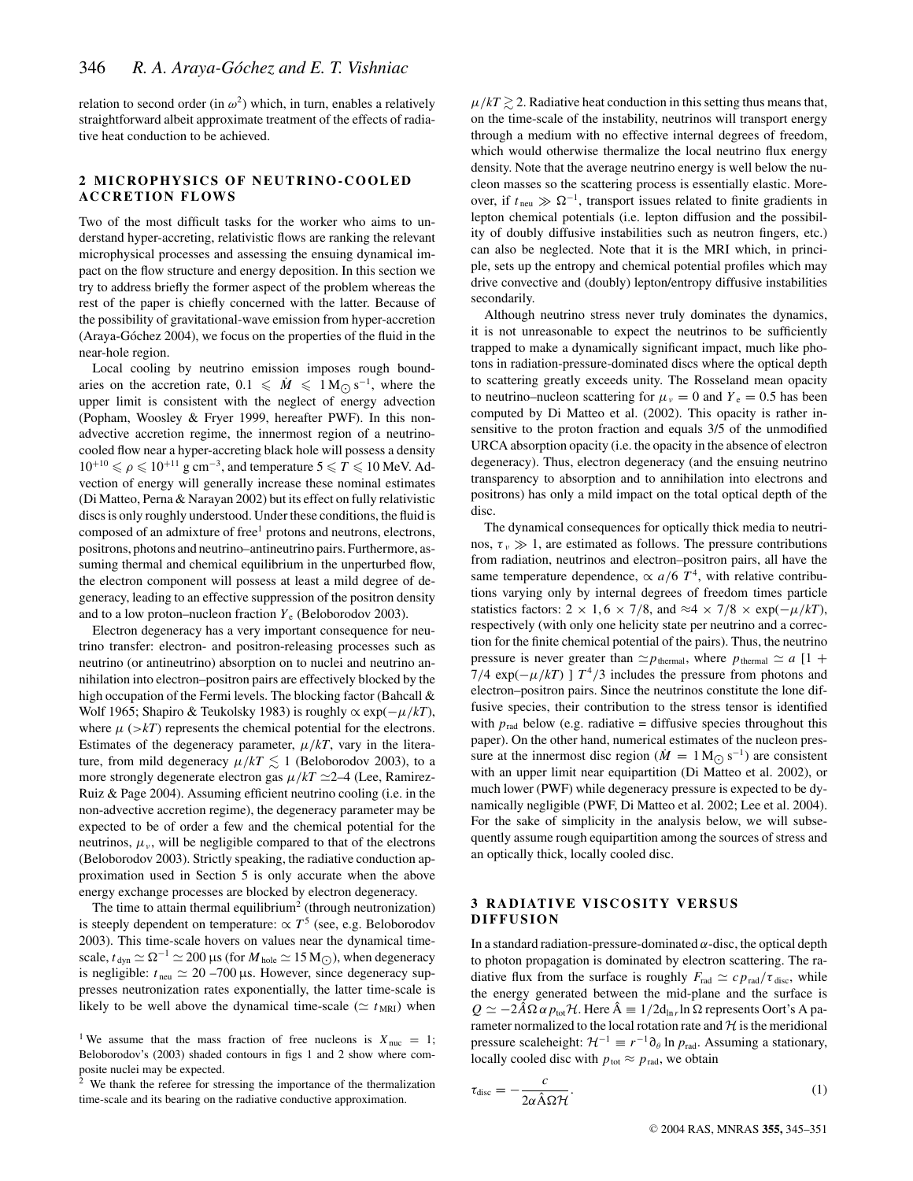relation to second order (in $\omega^2$) which, in turn, enables a relatively straightforward albeit approximate treatment of the effects of radiative heat conduction to be achieved.

## 2 MICROPHYSICS OF NEUTRINO-COOLED ACCRETION FLOWS

Two of the most difficult tasks for the worker who aims to understand hyper-accreting, relativistic flows are ranking the relevant microphysical processes and assessing the ensuing dynamical impact on the flow structure and energy deposition. In this section we try to address briefly the former aspect of the problem whereas the rest of the paper is chiefly concerned with the latter. Because of the possibility of gravitational-wave emission from hyper-accretion (Araya-Góchez 2004), we focus on the properties of the fluid in the near-hole region.

Local cooling by neutrino emission imposes rough boundaries on the accretion rate, $0.1 \leqslant \dot{M} \leqslant 1\,\mathrm{M}_{\odot}\,\mathrm{s}^{-1}$, where the upper limit is consistent with the neglect of energy advection (Popham, Woosley & Fryer 1999, hereafter PWF). In this non-advective accretion regime, the innermost region of a neutrino-cooled flow near a hyper-accreting black hole will possess a density $10^{+10} \leqslant \rho \leqslant 10^{+11}\,\mathrm{g\,cm}^{-3}$, and temperature $5 \leqslant T \leqslant 10$ MeV. Advection of energy will generally increase these nominal estimates (Di Matteo, Perna & Narayan 2002) but its effect on fully relativistic discs is only roughly understood. Under these conditions, the fluid is composed of an admixture of free[1] protons and neutrons, electrons, positrons, photons and neutrino–antineutrino pairs. Furthermore, assuming thermal and chemical equilibrium in the unperturbed flow, the electron component will possess at least a mild degree of degeneracy, leading to an effective suppression of the positron density and to a low proton–nucleon fraction $Y_e$ (Beloborodov 2003).

Electron degeneracy has a very important consequence for neutrino transfer: electron- and positron-releasing processes such as neutrino (or antineutrino) absorption on to nuclei and neutrino annihilation into electron–positron pairs are effectively blocked by the high occupation of the Fermi levels. The blocking factor (Bahcall & Wolf 1965; Shapiro & Teukolsky 1983) is roughly $\propto \exp(-\mu/kT)$, where $\mu$ ($>kT$) represents the chemical potential for the electrons. Estimates of the degeneracy parameter, $\mu/kT$, vary in the literature, from mild degeneracy $\mu/kT \lesssim 1$ (Beloborodov 2003), to a more strongly degenerate electron gas $\mu/kT \simeq$2–4 (Lee, Ramirez-Ruiz & Page 2004). Assuming efficient neutrino cooling (i.e. in the non-advective accretion regime), the degeneracy parameter may be expected to be of order a few and the chemical potential for the neutrinos, $\mu_\nu$, will be negligible compared to that of the electrons (Beloborodov 2003). Strictly speaking, the radiative conduction approximation used in Section 5 is only accurate when the above energy exchange processes are blocked by electron degeneracy.

The time to attain thermal equilibrium[2] (through neutronization) is steeply dependent on temperature: $\propto T^5$ (see, e.g. Beloborodov 2003). This time-scale hovers on values near the dynamical time-scale, $t_{\mathrm{dyn}} \simeq \Omega^{-1} \simeq 200\,\mu\mathrm{s}$ (for $M_{\mathrm{hole}} \simeq 15\,\mathrm{M}_{\odot}$), when degeneracy is negligible: $t_{\mathrm{neu}} \simeq 20$ –$700\,\mu$s. However, since degeneracy suppresses neutronization rates exponentially, the latter time-scale is likely to be well above the dynamical time-scale ($\simeq t_{\mathrm{MRI}}$) when $\mu/kT \gtrsim 2$. Radiative heat conduction in this setting thus means that, on the time-scale of the instability, neutrinos will transport energy through a medium with no effective internal degrees of freedom, which would otherwise thermalize the local neutrino flux energy density. Note that the average neutrino energy is well below the nucleon masses so the scattering process is essentially elastic. Moreover, if $t_{\mathrm{neu}} \gg \Omega^{-1}$, transport issues related to finite gradients in lepton chemical potentials (i.e. lepton diffusion and the possibility of doubly diffusive instabilities such as neutron fingers, etc.) can also be neglected. Note that it is the MRI which, in principle, sets up the entropy and chemical potential profiles which may drive convective and (doubly) lepton/entropy diffusive instabilities secondarily.

Although neutrino stress never truly dominates the dynamics, it is not unreasonable to expect the neutrinos to be sufficiently trapped to make a dynamically significant impact, much like photons in radiation-pressure-dominated discs where the optical depth to scattering greatly exceeds unity. The Rosseland mean opacity to neutrino–nucleon scattering for $\mu_\nu = 0$ and $Y_e = 0.5$ has been computed by Di Matteo et al. (2002). This opacity is rather insensitive to the proton fraction and equals 3/5 of the unmodified URCA absorption opacity (i.e. the opacity in the absence of electron degeneracy). Thus, electron degeneracy (and the ensuing neutrino transparency to absorption and to annihilation into electrons and positrons) has only a mild impact on the total optical depth of the disc.

The dynamical consequences for optically thick media to neutrinos, $\tau_\nu \gg 1$, are estimated as follows. The pressure contributions from radiation, neutrinos and electron–positron pairs, all have the same temperature dependence, $\propto a/6\ T^4$, with relative contributions varying only by internal degrees of freedom times particle statistics factors: $2 \times 1, 6 \times 7/8$, and $\approx 4 \times 7/8 \times \exp(-\mu/kT)$, respectively (with only one helicity state per neutrino and a correction for the finite chemical potential of the pairs). Thus, the neutrino pressure is never greater than $\simeq p_{\mathrm{thermal}}$, where $p_{\mathrm{thermal}} \simeq a\ [1 + 7/4\ \exp(-\mu/kT)\ ]\ T^4/3$ includes the pressure from photons and electron–positron pairs. Since the neutrinos constitute the lone diffusive species, their contribution to the stress tensor is identified with $p_{\mathrm{rad}}$ below (e.g. radiative = diffusive species throughout this paper). On the other hand, numerical estimates of the nucleon pressure at the innermost disc region ($\dot{M} = 1\,\mathrm{M}_{\odot}\,\mathrm{s}^{-1}$) are consistent with an upper limit near equipartition (Di Matteo et al. 2002), or much lower (PWF) while degeneracy pressure is expected to be dynamically negligible (PWF, Di Matteo et al. 2002; Lee et al. 2004). For the sake of simplicity in the analysis below, we will subsequently assume rough equipartition among the sources of stress and an optically thick, locally cooled disc.

## 3 RADIATIVE VISCOSITY VERSUS DIFFUSION

In a standard radiation-pressure-dominated $\alpha$-disc, the optical depth to photon propagation is dominated by electron scattering. The radiative flux from the surface is roughly $F_{\mathrm{rad}} \simeq c\,p_{\mathrm{rad}}/\tau_{\mathrm{disc}}$, while the energy generated between the mid-plane and the surface is $Q \simeq -2\hat{A}\Omega\,\alpha\,p_{\mathrm{tot}}\mathcal{H}$. Here $\hat{A} \equiv 1/2\mathrm{d}_{\ln r} \ln \Omega$ represents Oort's A parameter normalized to the local rotation rate and $\mathcal{H}$ is the meridional pressure scaleheight: $\mathcal{H}^{-1} \equiv r^{-1}\partial_\theta \ln p_{\mathrm{rad}}$. Assuming a stationary, locally cooled disc with $p_{\mathrm{tot}} \approx p_{\mathrm{rad}}$, we obtain

$$\tau_{\mathrm{disc}} = -\frac{c}{2\alpha\hat{A}\Omega\mathcal{H}}. \tag{1}$$

[1] We assume that the mass fraction of free nucleons is $X_{\mathrm{nuc}} = 1$; Beloborodov's (2003) shaded contours in figs 1 and 2 show where composite nuclei may be expected.

[2] We thank the referee for stressing the importance of the thermalization time-scale and its bearing on the radiative conductive approximation.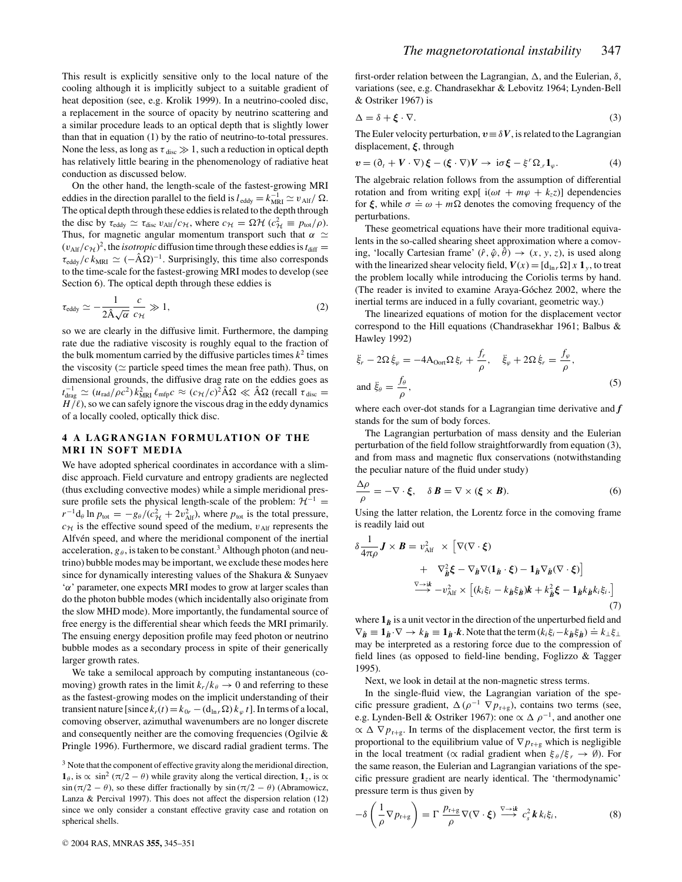This result is explicitly sensitive only to the local nature of the cooling although it is implicitly subject to a suitable gradient of heat deposition (see, e.g. Krolik 1999). In a neutrino-cooled disc, a replacement in the source of opacity by neutrino scattering and a similar procedure leads to an optical depth that is slightly lower than that in equation (1) by the ratio of neutrino-to-total pressures. None the less, as long as $\tau_{\rm disc} \gg 1$, such a reduction in optical depth has relatively little bearing in the phenomenology of radiative heat conduction as discussed below.

On the other hand, the length-scale of the fastest-growing MRI eddies in the direction parallel to the field is $l_{\rm eddy} = k_{\rm MRI}^{-1} \simeq v_{\rm Alf}/\,\Omega$. The optical depth through these eddies is related to the depth through the disc by $\tau_{\rm eddy} \simeq \tau_{\rm disc}\, v_{\rm Alf}/c_{\mathcal{H}}$, where $c_{\mathcal{H}} = \Omega \mathcal{H}$ ($c_{\mathcal{H}}^2 \equiv p_{\rm tot}/\rho$). Thus, for magnetic angular momentum transport such that $\alpha \simeq (v_{\rm Alf}/c_{\mathcal{H}})^2$, the *isotropic* diffusion time through these eddies is $t_{\rm diff} = \tau_{\rm eddy}/c\, k_{\rm MRI} \simeq (-\hat{\rm A}\Omega)^{-1}$. Surprisingly, this time also corresponds to the time-scale for the fastest-growing MRI modes to develop (see Section 6). The optical depth through these eddies is

$$\tau_{\rm eddy} \simeq -\frac{1}{2\hat{\rm A}\sqrt{\alpha}}\,\frac{c}{c_{\mathcal{H}}} \gg 1, \tag{2}$$

so we are clearly in the diffusive limit. Furthermore, the damping rate due the radiative viscosity is roughly equal to the fraction of the bulk momentum carried by the diffusive particles times $k^2$ times the viscosity ($\simeq$ particle speed times the mean free path). Thus, on dimensional grounds, the diffusive drag rate on the eddies goes as $t_{\rm drag}^{-1} \simeq (u_{\rm rad}/\rho c^2)\, k_{\rm MRI}^2\, \ell_{\rm mfp} c \approx (c_{\mathcal{H}}/c)^2 \hat{\rm A}\Omega \ll \hat{\rm A}\Omega$ (recall $\tau_{\rm disc} = H/\ell$), so we can safely ignore the viscous drag in the eddy dynamics of a locally cooled, optically thick disc.

## 4 A LAGRANGIAN FORMULATION OF THE MRI IN SOFT MEDIA

We have adopted spherical coordinates in accordance with a slim-disc approach. Field curvature and entropy gradients are neglected (thus excluding convective modes) while a simple meridional pressure profile sets the physical length-scale of the problem: $\mathcal{H}^{-1} = r^{-1}{\rm d}_\theta \ln p_{\rm tot} = -g_\theta/(c_{\mathcal{H}}^2 + 2v_{\rm Alf}^2)$, where $p_{\rm tot}$ is the total pressure, $c_{\mathcal{H}}$ is the effective sound speed of the medium, $v_{\rm Alf}$ represents the Alfvén speed, and where the meridional component of the inertial acceleration, $g_\theta$, is taken to be constant.[3] Although photon (and neutrino) bubble modes may be important, we exclude these modes here since for dynamically interesting values of the Shakura & Sunyaev '$\alpha$' parameter, one expects MRI modes to grow at larger scales than do the photon bubble modes (which incidentally also originate from the slow MHD mode). More importantly, the fundamental source of free energy is the differential shear which feeds the MRI primarily. The ensuing energy deposition profile may feed photon or neutrino bubble modes as a secondary process in spite of their generically larger growth rates.

We take a semilocal approach by computing instantaneous (comoving) growth rates in the limit $k_r/k_\theta \to 0$ and referring to these as the fastest-growing modes on the implicit understanding of their transient nature [since $k_r(t) = k_{0r} - ({\rm d}_{\ln r}\Omega)\, k_\varphi\, t$]. In terms of a local, comoving observer, azimuthal wavenumbers are no longer discrete and consequently neither are the comoving frequencies (Ogilvie & Pringle 1996). Furthermore, we discard radial gradient terms. The first-order relation between the Lagrangian, $\Delta$, and the Eulerian, $\delta$, variations (see, e.g. Chandrasekhar & Lebovitz 1964; Lynden-Bell & Ostriker 1967) is

$$\Delta = \delta + \boldsymbol{\xi}\cdot\nabla. \tag{3}$$

The Euler velocity perturbation, $\boldsymbol{v} \equiv \delta \boldsymbol{V}$, is related to the Lagrangian displacement, $\boldsymbol{\xi}$, through

$$\boldsymbol{v} = (\partial_t + \boldsymbol{V}\cdot\nabla)\,\boldsymbol{\xi} - (\boldsymbol{\xi}\cdot\nabla)\boldsymbol{V} \to\ {\rm i}\sigma\boldsymbol{\xi} - \xi^r\,\Omega_{,r}\mathbf{1}_\varphi. \tag{4}$$

The algebraic relation follows from the assumption of differential rotation and from writing $\exp[\,{\rm i}(\omega t + m\varphi + k_z z)]$ dependencies for $\boldsymbol{\xi}$, while $\sigma \doteq \omega + m\Omega$ denotes the comoving frequency of the perturbations.

These geometrical equations have their more traditional equivalents in the so-called shearing sheet approximation where a comoving, 'locally Cartesian frame' $(\hat{r}, \hat{\varphi}, \hat{\theta}) \to (x, y, z)$, is used along with the linearized shear velocity field, $\boldsymbol{V}(x) = [{\rm d}_{\ln r}\Omega]\, x\, \mathbf{1}_y$, to treat the problem locally while introducing the Coriolis terms by hand. (The reader is invited to examine Araya-Góchez 2002, where the inertial terms are induced in a fully covariant, geometric way.)

The linearized equations of motion for the displacement vector correspond to the Hill equations (Chandrasekhar 1961; Balbus & Hawley 1992)

$$\ddot{\xi}_r - 2\Omega\,\dot{\xi}_\varphi = -4{\rm A}_{\rm Oort}\Omega\,\xi_r + \frac{f_r}{\rho}, \quad \ddot{\xi}_\varphi + 2\Omega\,\dot{\xi}_r = \frac{f_\varphi}{\rho},$$
$$\text{and } \ddot{\xi}_\theta = \frac{f_\theta}{\rho}, \tag{5}$$

where each over-dot stands for a Lagrangian time derivative and $\boldsymbol{f}$ stands for the sum of body forces.

The Lagrangian perturbation of mass density and the Eulerian perturbation of the field follow straightforwardly from equation (3), and from mass and magnetic flux conservations (notwithstanding the peculiar nature of the fluid under study)

$$\frac{\Delta\rho}{\rho} = -\nabla\cdot\boldsymbol{\xi}, \quad \delta\boldsymbol{B} = \nabla\times(\boldsymbol{\xi}\times\boldsymbol{B}). \tag{6}$$

Using the latter relation, the Lorentz force in the comoving frame is readily laid out

$$\begin{aligned}\delta\frac{1}{4\pi\rho}\boldsymbol{J}\times\boldsymbol{B} = v_{\rm Alf}^2 \ \times &\Big[\nabla(\nabla\cdot\boldsymbol{\xi}) \\ &+\ \nabla_{\hat{\boldsymbol{B}}}^2\boldsymbol{\xi} - \nabla_{\hat{\boldsymbol{B}}}\nabla(\mathbf{1}_{\hat{\boldsymbol{B}}}\cdot\boldsymbol{\xi}) - \mathbf{1}_{\hat{\boldsymbol{B}}}\nabla_{\hat{\boldsymbol{B}}}(\nabla\cdot\boldsymbol{\xi})\Big] \\ &\overset{\nabla\to{\rm i}\boldsymbol{k}}{\longrightarrow} -v_{\rm Alf}^2 \times \Big[(k_i\xi_i - k_{\hat{\boldsymbol{B}}}\xi_{\hat{\boldsymbol{B}}})\boldsymbol{k} + k_{\hat{\boldsymbol{B}}}^2\boldsymbol{\xi} - \mathbf{1}_{\hat{\boldsymbol{B}}}k_{\hat{\boldsymbol{B}}}k_i\xi_i\Big]\end{aligned} \tag{7}$$

where $\mathbf{1}_{\hat{\boldsymbol{B}}}$ is a unit vector in the direction of the unperturbed field and $\nabla_{\hat{\boldsymbol{B}}} \equiv \mathbf{1}_{\hat{\boldsymbol{B}}}\cdot\nabla \to k_{\hat{\boldsymbol{B}}} \equiv \mathbf{1}_{\hat{\boldsymbol{B}}}\cdot\boldsymbol{k}$. Note that the term $(k_i\xi_i - k_{\hat{\boldsymbol{B}}}\xi_{\hat{\boldsymbol{B}}}) \doteq k_\perp\xi_\perp$ may be interpreted as a restoring force due to the compression of field lines (as opposed to field-line bending, Foglizzo & Tagger 1995).

Next, we look in detail at the non-magnetic stress terms.

In the single-fluid view, the Lagrangian variation of the specific pressure gradient, $\Delta(\rho^{-1}\,\nabla p_{\rm r+g})$, contains two terms (see, e.g. Lynden-Bell & Ostriker 1967): one $\propto \Delta\,\rho^{-1}$, and another one $\propto \Delta\,\nabla p_{\rm r+g}$. In terms of the displacement vector, the first term is proportional to the equilibrium value of $\nabla p_{\rm r+g}$ which is negligible in the local treatment ($\propto$ radial gradient when $\xi_\theta/\xi_r \to \emptyset$). For the same reason, the Eulerian and Lagrangian variations of the specific pressure gradient are nearly identical. The 'thermodynamic' pressure term is thus given by

$$-\delta\left(\frac{1}{\rho}\nabla p_{\rm r+g}\right) = \Gamma\,\frac{p_{\rm r+g}}{\rho}\nabla(\nabla\cdot\boldsymbol{\xi}) \overset{\nabla\to{\rm i}\boldsymbol{k}}{\longrightarrow} c_s^2\,\boldsymbol{k}\,k_i\xi_i, \tag{8}$$

[3] Note that the component of effective gravity along the meridional direction, $\mathbf{1}_\theta$, is $\propto \sin^2(\pi/2 - \theta)$ while gravity along the vertical direction, $\mathbf{1}_z$, is $\propto \sin(\pi/2 - \theta)$, so these differ fractionally by $\sin(\pi/2 - \theta)$ (Abramowicz, Lanza & Percival 1997). This does not affect the dispersion relation (12) since we only consider a constant effective gravity case and rotation on spherical shells.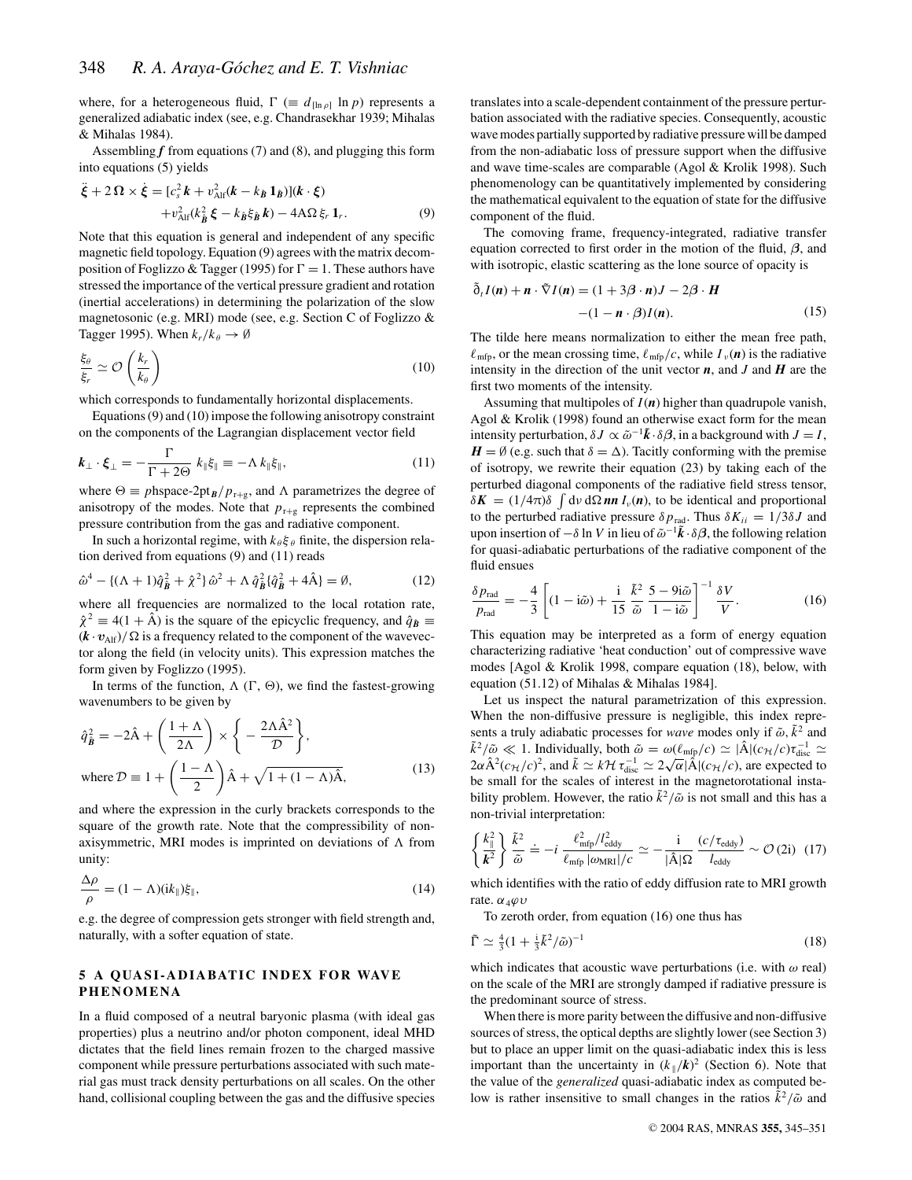where, for a heterogeneous fluid, $\Gamma$ ($\equiv d_{[\ln \rho]} \ln p$) represents a generalized adiabatic index (see, e.g. Chandrasekhar 1939; Mihalas & Mihalas 1984).

Assembling $\boldsymbol{f}$ from equations (7) and (8), and plugging this form into equations (5) yields

$$\ddot{\boldsymbol{\xi}} + 2\,\boldsymbol{\Omega} \times \dot{\boldsymbol{\xi}} = [c_s^2\,\boldsymbol{k} + v_{\rm Alf}^2(\boldsymbol{k} - k_{\boldsymbol{B}}\,\boldsymbol{1}_{\boldsymbol{B}})](\boldsymbol{k}\cdot\boldsymbol{\xi}) + v_{\rm Alf}^2(k_{\hat{\boldsymbol{B}}}^2\,\boldsymbol{\xi} - k_{\hat{\boldsymbol{B}}}\xi_{\hat{\boldsymbol{B}}}\,\boldsymbol{k}) - 4\mathrm{A}\Omega\,\xi_r\,\boldsymbol{1}_r. \tag{9}$$

Note that this equation is general and independent of any specific magnetic field topology. Equation (9) agrees with the matrix decomposition of Foglizzo & Tagger (1995) for $\Gamma = 1$. These authors have stressed the importance of the vertical pressure gradient and rotation (inertial accelerations) in determining the polarization of the slow magnetosonic (e.g. MRI) mode (see, e.g. Section C of Foglizzo & Tagger 1995). When $k_r/k_\theta \to \emptyset$

$$\frac{\xi_\theta}{\xi_r} \simeq \mathcal{O}\left(\frac{k_r}{k_\theta}\right) \tag{10}$$

which corresponds to fundamentally horizontal displacements.

Equations (9) and (10) impose the following anisotropy constraint on the components of the Lagrangian displacement vector field

$$\boldsymbol{k}_\perp \cdot \boldsymbol{\xi}_\perp = -\frac{\Gamma}{\Gamma + 2\Theta}\; k_\parallel \xi_\parallel \equiv -\Lambda\, k_\parallel \xi_\parallel, \tag{11}$$

where $\Theta \equiv p$hspace-2pt$_{\boldsymbol{B}}/p_{\rm r+g}$, and $\Lambda$ parametrizes the degree of anisotropy of the modes. Note that $p_{\rm r+g}$ represents the combined pressure contribution from the gas and radiative component.

In such a horizontal regime, with $k_\theta \xi_\theta$ finite, the dispersion relation derived from equations (9) and (11) reads

$$\hat{\omega}^4 - \{(\Lambda + 1)\hat{q}_{\boldsymbol{B}}^2 + \hat{\chi}^2\}\,\hat{\omega}^2 + \Lambda\,\hat{q}_{\boldsymbol{B}}^2\{\hat{q}_{\boldsymbol{B}}^2 + 4\hat{\mathrm{A}}\} = \emptyset, \tag{12}$$

where all frequencies are normalized to the local rotation rate, $\hat{\chi}^2 \equiv 4(1 + \hat{\mathrm{A}})$ is the square of the epicyclic frequency, and $\hat{q}_{\boldsymbol{B}} \equiv (\boldsymbol{k}\cdot\boldsymbol{v}_{\rm Alf})/\Omega$ is a frequency related to the component of the wavevector along the field (in velocity units). This expression matches the form given by Foglizzo (1995).

In terms of the function, $\Lambda$ ($\Gamma$, $\Theta$), we find the fastest-growing wavenumbers to be given by

$$\hat{q}_{\boldsymbol{B}}^2 = -2\hat{\mathrm{A}} + \left(\frac{1+\Lambda}{2\Lambda}\right) \times \left\{-\frac{2\Lambda\hat{\mathrm{A}}^2}{\mathcal{D}}\right\},$$
$$\text{where } \mathcal{D} \equiv 1 + \left(\frac{1-\Lambda}{2}\right)\hat{\mathrm{A}} + \sqrt{1 + (1-\Lambda)\hat{\mathrm{A}}}, \tag{13}$$

and where the expression in the curly brackets corresponds to the square of the growth rate. Note that the compressibility of non-axisymmetric, MRI modes is imprinted on deviations of $\Lambda$ from unity:

$$\frac{\Delta\rho}{\rho} = (1 - \Lambda)(\mathrm{i}k_\parallel)\xi_\parallel, \tag{14}$$

e.g. the degree of compression gets stronger with field strength and, naturally, with a softer equation of state.

## 5 A QUASI-ADIABATIC INDEX FOR WAVE PHENOMENA

In a fluid composed of a neutral baryonic plasma (with ideal gas properties) plus a neutrino and/or photon component, ideal MHD dictates that the field lines remain frozen to the charged massive component while pressure perturbations associated with such material gas must track density perturbations on all scales. On the other hand, collisional coupling between the gas and the diffusive species translates into a scale-dependent containment of the pressure perturbation associated with the radiative species. Consequently, acoustic wave modes partially supported by radiative pressure will be damped from the non-adiabatic loss of pressure support when the diffusive and wave time-scales are comparable (Agol & Krolik 1998). Such phenomenology can be quantitatively implemented by considering the mathematical equivalent to the equation of state for the diffusive component of the fluid.

The comoving frame, frequency-integrated, radiative transfer equation corrected to first order in the motion of the fluid, $\boldsymbol{\beta}$, and with isotropic, elastic scattering as the lone source of opacity is

$$\tilde{\partial}_t I(\boldsymbol{n}) + \boldsymbol{n}\cdot\tilde{\nabla} I(\boldsymbol{n}) = (1 + 3\boldsymbol{\beta}\cdot\boldsymbol{n})J - 2\boldsymbol{\beta}\cdot\boldsymbol{H} - (1 - \boldsymbol{n}\cdot\boldsymbol{\beta})I(\boldsymbol{n}). \tag{15}$$

The tilde here means normalization to either the mean free path, $\ell_{\rm mfp}$, or the mean crossing time, $\ell_{\rm mfp}/c$, while $I_\nu(\boldsymbol{n})$ is the radiative intensity in the direction of the unit vector $\boldsymbol{n}$, and $J$ and $\boldsymbol{H}$ are the first two moments of the intensity.

Assuming that multipoles of $I(\boldsymbol{n})$ higher than quadrupole vanish, Agol & Krolik (1998) found an otherwise exact form for the mean intensity perturbation, $\delta J \propto \tilde{\omega}^{-1}\tilde{\boldsymbol{k}}\cdot\delta\boldsymbol{\beta}$, in a background with $J = I$, $\boldsymbol{H} = \emptyset$ (e.g. such that $\delta = \Delta$). Tacitly conforming with the premise of isotropy, we rewrite their equation (23) by taking each of the perturbed diagonal components of the radiative field stress tensor, $\delta\boldsymbol{K} = (1/4\pi)\delta\int \mathrm{d}\nu\,\mathrm{d}\Omega\,\boldsymbol{nn}\,I_\nu(\boldsymbol{n})$, to be identical and proportional to the perturbed radiative pressure $\delta p_{\rm rad}$. Thus $\delta K_{ii} = 1/3\delta J$ and upon insertion of $-\delta\ln V$ in lieu of $\tilde{\omega}^{-1}\tilde{\boldsymbol{k}}\cdot\delta\boldsymbol{\beta}$, the following relation for quasi-adiabatic perturbations of the radiative component of the fluid ensues

$$\frac{\delta p_{\rm rad}}{p_{\rm rad}} = -\frac{4}{3}\left[(1 - \mathrm{i}\tilde{\omega}) + \frac{\mathrm{i}}{15}\,\frac{\tilde{k}^2}{\tilde{\omega}}\,\frac{5 - 9\mathrm{i}\tilde{\omega}}{1 - \mathrm{i}\tilde{\omega}}\right]^{-1}\frac{\delta V}{V}. \tag{16}$$

This equation may be interpreted as a form of energy equation characterizing radiative 'heat conduction' out of compressive wave modes [Agol & Krolik 1998, compare equation (18), below, with equation (51.12) of Mihalas & Mihalas 1984].

Let us inspect the natural parametrization of this expression. When the non-diffusive pressure is negligible, this index represents a truly adiabatic processes for *wave* modes only if $\tilde{\omega}$, $\tilde{k}^2$ and $\tilde{k}^2/\tilde{\omega} \ll 1$. Individually, both $\tilde{\omega} = \omega(\ell_{\rm mfp}/c) \simeq |\hat{\mathrm{A}}|(c_{\mathcal{H}}/c)\tau_{\rm disc}^{-1} \simeq 2\alpha\hat{\mathrm{A}}^2(c_{\mathcal{H}}/c)^2$, and $\tilde{k} \simeq k\mathcal{H}\,\tau_{\rm disc}^{-1} \simeq 2\sqrt{\alpha}|\hat{\mathrm{A}}|(c_{\mathcal{H}}/c)$, are expected to be small for the scales of interest in the magnetorotational instability problem. However, the ratio $\tilde{k}^2/\tilde{\omega}$ is not small and this has a non-trivial interpretation:

$$\left\{\frac{k_\parallel^2}{\boldsymbol{k}^2}\right\}\frac{\tilde{k}^2}{\tilde{\omega}} \doteq -i\,\frac{\ell_{\rm mfp}^2/l_{\rm eddy}^2}{\ell_{\rm mfp}\,|\omega_{\rm MRI}|/c} \simeq -\frac{\mathrm{i}}{|\hat{\mathrm{A}}|\Omega}\,\frac{(c/\tau_{\rm eddy})}{l_{\rm eddy}} \sim \mathcal{O}\,(2\mathrm{i}) \tag{17}$$

which identifies with the ratio of eddy diffusion rate to MRI growth rate. $\alpha_4\varphi\upsilon$

To zeroth order, from equation (16) one thus has

$$\tilde{\Gamma} \simeq \tfrac{4}{3}(1 + \tfrac{\mathrm{i}}{3}\tilde{k}^2/\tilde{\omega})^{-1} \tag{18}$$

which indicates that acoustic wave perturbations (i.e. with $\omega$ real) on the scale of the MRI are strongly damped if radiative pressure is the predominant source of stress.

When there is more parity between the diffusive and non-diffusive sources of stress, the optical depths are slightly lower (see Section 3) but to place an upper limit on the quasi-adiabatic index this is less important than the uncertainty in $(k_\parallel/\boldsymbol{k})^2$ (Section 6). Note that the value of the *generalized* quasi-adiabatic index as computed below is rather insensitive to small changes in the ratios $\tilde{k}^2/\tilde{\omega}$ and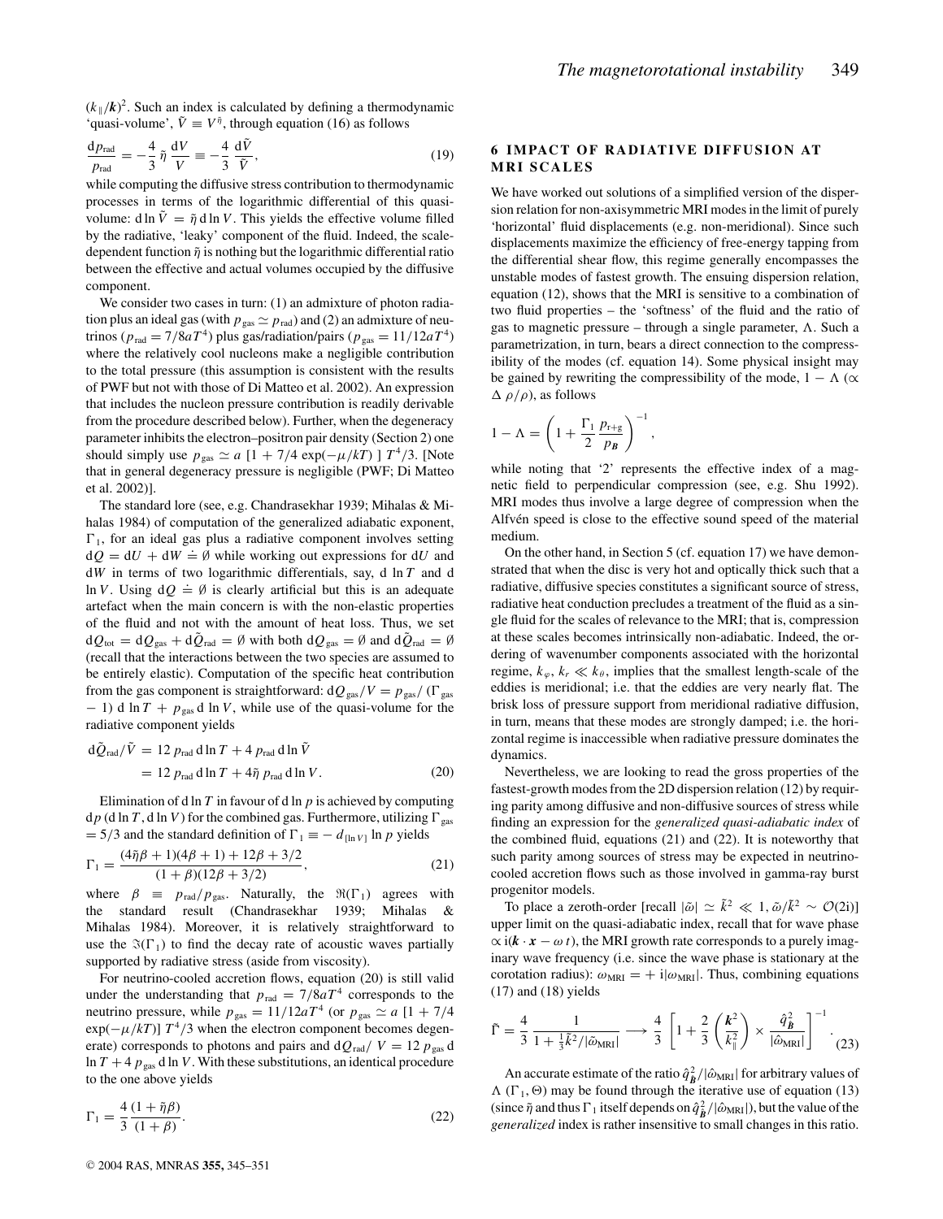$(k_\parallel/\boldsymbol{k})^2$. Such an index is calculated by defining a thermodynamic 'quasi-volume', $\tilde{V} \equiv V^{\tilde{\eta}}$, through equation (16) as follows

$$\frac{\mathrm{d}p_{\mathrm{rad}}}{p_{\mathrm{rad}}} = -\frac{4}{3}\,\tilde{\eta}\,\frac{\mathrm{d}V}{V} \equiv -\frac{4}{3}\,\frac{\mathrm{d}\tilde{V}}{\tilde{V}}, \tag{19}$$

while computing the diffusive stress contribution to thermodynamic processes in terms of the logarithmic differential of this quasi-volume: $\mathrm{d}\ln\tilde{V} = \tilde{\eta}\,\mathrm{d}\ln V$. This yields the effective volume filled by the radiative, 'leaky' component of the fluid. Indeed, the scale-dependent function $\tilde{\eta}$ is nothing but the logarithmic differential ratio between the effective and actual volumes occupied by the diffusive component.

We consider two cases in turn: (1) an admixture of photon radiation plus an ideal gas (with $p_{\mathrm{gas}} \simeq p_{\mathrm{rad}}$) and (2) an admixture of neutrinos ($p_{\mathrm{rad}} = 7/8aT^4$) plus gas/radiation/pairs ($p_{\mathrm{gas}} = 11/12aT^4$) where the relatively cool nucleons make a negligible contribution to the total pressure (this assumption is consistent with the results of PWF but not with those of Di Matteo et al. 2002). An expression that includes the nucleon pressure contribution is readily derivable from the procedure described below). Further, when the degeneracy parameter inhibits the electron–positron pair density (Section 2) one should simply use $p_{\mathrm{gas}} \simeq a\,[1 + 7/4\,\exp(-\mu/kT)\,]\,T^4/3$. [Note that in general degeneracy pressure is negligible (PWF; Di Matteo et al. 2002)].

The standard lore (see, e.g. Chandrasekhar 1939; Mihalas & Mihalas 1984) of computation of the generalized adiabatic exponent, $\Gamma_1$, for an ideal gas plus a radiative component involves setting $\mathrm{d}Q = \mathrm{d}U + \mathrm{d}W \doteq \emptyset$ while working out expressions for $\mathrm{d}U$ and $\mathrm{d}W$ in terms of two logarithmic differentials, say, $\mathrm{d}\ln T$ and $\mathrm{d}\ln V$. Using $\mathrm{d}Q \doteq \emptyset$ is clearly artificial but this is an adequate artefact when the main concern is with the non-elastic properties of the fluid and not with the amount of heat loss. Thus, we set $\mathrm{d}Q_{\mathrm{tot}} = \mathrm{d}Q_{\mathrm{gas}} + \mathrm{d}\tilde{Q}_{\mathrm{rad}} = \emptyset$ with both $\mathrm{d}Q_{\mathrm{gas}} = \emptyset$ and $\mathrm{d}\tilde{Q}_{\mathrm{rad}} = \emptyset$ (recall that the interactions between the two species are assumed to be entirely elastic). Computation of the specific heat contribution from the gas component is straightforward: $\mathrm{d}Q_{\mathrm{gas}}/V = p_{\mathrm{gas}}/(\Gamma_{\mathrm{gas}} - 1)\,\mathrm{d}\ln T + p_{\mathrm{gas}}\,\mathrm{d}\ln V$, while use of the quasi-volume for the radiative component yields

$$\begin{aligned}\mathrm{d}\tilde{Q}_{\mathrm{rad}}/\tilde{V} &= 12\,p_{\mathrm{rad}}\,\mathrm{d}\ln T + 4\,p_{\mathrm{rad}}\,\mathrm{d}\ln\tilde{V} \\ &= 12\,p_{\mathrm{rad}}\,\mathrm{d}\ln T + 4\tilde{\eta}\,p_{\mathrm{rad}}\,\mathrm{d}\ln V.\end{aligned} \tag{20}$$

Elimination of $\mathrm{d}\ln T$ in favour of $\mathrm{d}\ln p$ is achieved by computing $\mathrm{d}p\,(\mathrm{d}\ln T, \mathrm{d}\ln V)$ for the combined gas. Furthermore, utilizing $\Gamma_{\mathrm{gas}} = 5/3$ and the standard definition of $\Gamma_1 \equiv -\,d_{[\ln V]}\ln p$ yields

$$\Gamma_1 = \frac{(4\tilde{\eta}\beta + 1)(4\beta + 1) + 12\beta + 3/2}{(1+\beta)(12\beta + 3/2)}, \tag{21}$$

where $\beta \equiv p_{\mathrm{rad}}/p_{\mathrm{gas}}$. Naturally, the $\Re(\Gamma_1)$ agrees with the standard result (Chandrasekhar 1939; Mihalas & Mihalas 1984). Moreover, it is relatively straightforward to use the $\Im(\Gamma_1)$ to find the decay rate of acoustic waves partially supported by radiative stress (aside from viscosity).

For neutrino-cooled accretion flows, equation (20) is still valid under the understanding that $p_{\mathrm{rad}} = 7/8aT^4$ corresponds to the neutrino pressure, while $p_{\mathrm{gas}} = 11/12aT^4$ (or $p_{\mathrm{gas}} \simeq a\,[1 + 7/4\,\exp(-\mu/kT)]\,T^4/3$ when the electron component becomes degenerate) corresponds to photons and pairs and $\mathrm{d}Q_{\mathrm{rad}}/\,V = 12\,p_{\mathrm{gas}}\,\mathrm{d}\ln T + 4\,p_{\mathrm{gas}}\,\mathrm{d}\ln V$. With these substitutions, an identical procedure to the one above yields

$$\Gamma_1 = \frac{4}{3}\frac{(1+\tilde{\eta}\beta)}{(1+\beta)}. \tag{22}$$

## 6 IMPACT OF RADIATIVE DIFFUSION AT MRI SCALES

We have worked out solutions of a simplified version of the dispersion relation for non-axisymmetric MRI modes in the limit of purely 'horizontal' fluid displacements (e.g. non-meridional). Since such displacements maximize the efficiency of free-energy tapping from the differential shear flow, this regime generally encompasses the unstable modes of fastest growth. The ensuing dispersion relation, equation (12), shows that the MRI is sensitive to a combination of two fluid properties – the 'softness' of the fluid and the ratio of gas to magnetic pressure – through a single parameter, $\Lambda$. Such a parametrization, in turn, bears a direct connection to the compressibility of the modes (cf. equation 14). Some physical insight may be gained by rewriting the compressibility of the mode, $1 - \Lambda$ ($\propto \Delta\,\rho/\rho$), as follows

$$1 - \Lambda = \left(1 + \frac{\Gamma_1}{2}\,\frac{p_{\mathrm{r+g}}}{p_{\boldsymbol{B}}}\right)^{-1},$$

while noting that '2' represents the effective index of a magnetic field to perpendicular compression (see, e.g. Shu 1992). MRI modes thus involve a large degree of compression when the Alfvén speed is close to the effective sound speed of the material medium.

On the other hand, in Section 5 (cf. equation 17) we have demonstrated that when the disc is very hot and optically thick such that a radiative, diffusive species constitutes a significant source of stress, radiative heat conduction precludes a treatment of the fluid as a single fluid for the scales of relevance to the MRI; that is, compression at these scales becomes intrinsically non-adiabatic. Indeed, the ordering of wavenumber components associated with the horizontal regime, $k_\varphi,\, k_r \ll k_\theta$, implies that the smallest length-scale of the eddies is meridional; i.e. that the eddies are very nearly flat. The brisk loss of pressure support from meridional radiative diffusion, in turn, means that these modes are strongly damped; i.e. the horizontal regime is inaccessible when radiative pressure dominates the dynamics.

Nevertheless, we are looking to read the gross properties of the fastest-growth modes from the 2D dispersion relation (12) by requiring parity among diffusive and non-diffusive sources of stress while finding an expression for the *generalized quasi-adiabatic index* of the combined fluid, equations (21) and (22). It is noteworthy that such parity among sources of stress may be expected in neutrino-cooled accretion flows such as those involved in gamma-ray burst progenitor models.

To place a zeroth-order [recall $|\tilde{\omega}| \simeq \tilde{k}^2 \ll 1$, $\tilde{\omega}/\tilde{k}^2 \sim \mathcal{O}(2\mathrm{i})$] upper limit on the quasi-adiabatic index, recall that for wave phase $\propto \mathrm{i}(\boldsymbol{k}\cdot\boldsymbol{x} - \omega\,t)$, the MRI growth rate corresponds to a purely imaginary wave frequency (i.e. since the wave phase is stationary at the corotation radius): $\omega_{\mathrm{MRI}} = +\,\mathrm{i}|\omega_{\mathrm{MRI}}|$. Thus, combining equations (17) and (18) yields

$$\tilde{\Gamma} = \frac{4}{3}\,\frac{1}{1 + \frac{1}{3}\tilde{k}^2/|\tilde{\omega}_{\mathrm{MRI}}|} \longrightarrow \frac{4}{3}\left[1 + \frac{2}{3}\left(\frac{\boldsymbol{k}^2}{k_\parallel^2}\right) \times \frac{\hat{q}_{\boldsymbol{B}}^2}{|\hat{\omega}_{\mathrm{MRI}}|}\right]^{-1}. \tag{23}$$

An accurate estimate of the ratio $\hat{q}_{\boldsymbol{B}}^2/|\hat{\omega}_{\mathrm{MRI}}|$ for arbitrary values of $\Lambda$ ($\Gamma_1, \Theta$) may be found through the iterative use of equation (13) (since $\tilde{\eta}$ and thus $\Gamma_1$ itself depends on $\hat{q}_{\boldsymbol{B}}^2/|\hat{\omega}_{\mathrm{MRI}}|$), but the value of the *generalized* index is rather insensitive to small changes in this ratio.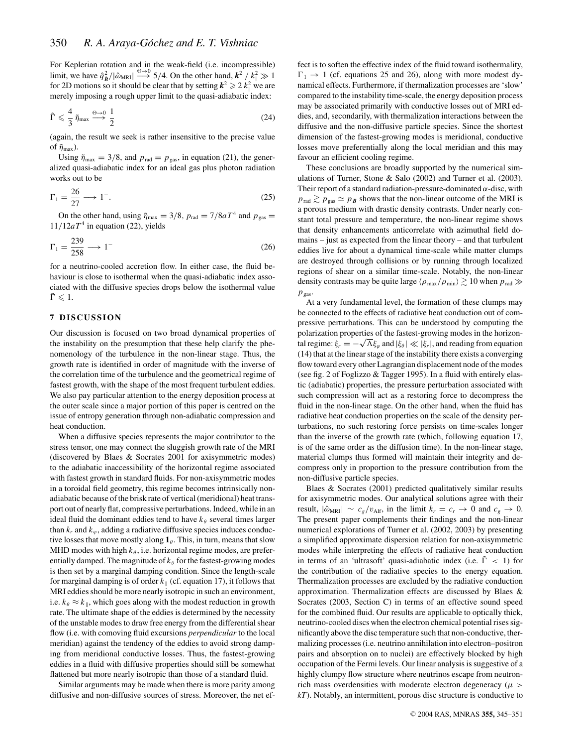For Keplerian rotation and in the weak-field (i.e. incompressible) limit, we have $\hat{q}_{\boldsymbol{B}}^2/|\hat{\omega}_{\rm MRI}| \xrightarrow{\Theta\to 0} 5/4$. On the other hand, $\boldsymbol{k}^2 / k_\parallel^2 \gg 1$ for 2D motions so it should be clear that by setting $\boldsymbol{k}^2 \geqslant 2\, k_\parallel^2$ we are merely imposing a rough upper limit to the quasi-adiabatic index:

$$\tilde{\Gamma} \leqslant \frac{4}{3}\,\tilde{\eta}_{\rm max} \xrightarrow{\Theta\to 0} \frac{1}{2} \tag{24}$$

(again, the result we seek is rather insensitive to the precise value of $\tilde{\eta}_{\rm max}$).

Using $\tilde{\eta}_{\rm max} = 3/8$, and $p_{\rm rad} = p_{\rm gas}$, in equation (21), the generalized quasi-adiabatic index for an ideal gas plus photon radiation works out to be

$$\Gamma_1 = \frac{26}{27} \longrightarrow 1^-. \tag{25}$$

On the other hand, using $\tilde{\eta}_{\rm max} = 3/8$, $p_{\rm rad} = 7/8aT^4$ and $p_{\rm gas} = 11/12aT^4$ in equation (22), yields

$$\Gamma_1 = \frac{239}{258} \longrightarrow 1^- \tag{26}$$

for a neutrino-cooled accretion flow. In either case, the fluid behaviour is close to isothermal when the quasi-adiabatic index associated with the diffusive species drops below the isothermal value $\tilde{\Gamma} \leqslant 1$.

## 7 DISCUSSION

Our discussion is focused on two broad dynamical properties of the instability on the presumption that these help clarify the phenomenology of the turbulence in the non-linear stage. Thus, the growth rate is identified in order of magnitude with the inverse of the correlation time of the turbulence and the geometrical regime of fastest growth, with the shape of the most frequent turbulent eddies. We also pay particular attention to the energy deposition process at the outer scale since a major portion of this paper is centred on the issue of entropy generation through non-adiabatic compression and heat conduction.

When a diffusive species represents the major contributor to the stress tensor, one may connect the sluggish growth rate of the MRI (discovered by Blaes & Socrates 2001 for axisymmetric modes) to the adiabatic inaccessibility of the horizontal regime associated with fastest growth in standard fluids. For non-axisymmetric modes in a toroidal field geometry, this regime becomes intrinsically non-adiabatic because of the brisk rate of vertical (meridional) heat transport out of nearly flat, compressive perturbations. Indeed, while in an ideal fluid the dominant eddies tend to have $k_\theta$ several times larger than $k_r$ and $k_\varphi$, adding a radiative diffusive species induces conductive losses that move mostly along $\mathbf{1}_\theta$. This, in turn, means that slow MHD modes with high $k_\theta$, i.e. horizontal regime modes, are preferentially damped. The magnitude of $k_\theta$ for the fastest-growing modes is then set by a marginal damping condition. Since the length-scale for marginal damping is of order $k_\parallel$ (cf. equation 17), it follows that MRI eddies should be more nearly isotropic in such an environment, i.e. $k_\theta \approx k_\parallel$, which goes along with the modest reduction in growth rate. The ultimate shape of the eddies is determined by the necessity of the unstable modes to draw free energy from the differential shear flow (i.e. with comoving fluid excursions *perpendicular* to the local meridian) against the tendency of the eddies to avoid strong damping from meridional conductive losses. Thus, the fastest-growing eddies in a fluid with diffusive properties should still be somewhat flattened but more nearly isotropic than those of a standard fluid.

Similar arguments may be made when there is more parity among diffusive and non-diffusive sources of stress. Moreover, the net effect is to soften the effective index of the fluid toward isothermality, $\Gamma_1 \to 1$ (cf. equations 25 and 26), along with more modest dynamical effects. Furthermore, if thermalization processes are 'slow' compared to the instability time-scale, the energy deposition process may be associated primarily with conductive losses out of MRI eddies, and, secondarily, with thermalization interactions between the diffusive and the non-diffusive particle species. Since the shortest dimension of the fastest-growing modes is meridional, conductive losses move preferentially along the local meridian and this may favour an efficient cooling regime.

These conclusions are broadly supported by the numerical simulations of Turner, Stone & Salo (2002) and Turner et al. (2003). Their report of a standard radiation-pressure-dominated $\alpha$-disc, with $p_{\rm rad} \gtrsim p_{\rm gas} \simeq p_{\boldsymbol{B}}$ shows that the non-linear outcome of the MRI is a porous medium with drastic density contrasts. Under nearly constant total pressure and temperature, the non-linear regime shows that density enhancements anticorrelate with azimuthal field domains – just as expected from the linear theory – and that turbulent eddies live for about a dynamical time-scale while matter clumps are destroyed through collisions or by running through localized regions of shear on a similar time-scale. Notably, the non-linear density contrasts may be quite large $\langle \rho_{\rm max}/\rho_{\rm min}\rangle \gtrsim 10$ when $p_{\rm rad} \gg p_{\rm gas}$.

At a very fundamental level, the formation of these clumps may be connected to the effects of radiative heat conduction out of compressive perturbations. This can be understood by computing the polarization properties of the fastest-growing modes in the horizontal regime: $\xi_r = -\sqrt{\Lambda}\xi_\varphi$ and $|\xi_\theta| \ll |\xi_r|$, and reading from equation (14) that at the linear stage of the instability there exists a converging flow toward every other Lagrangian displacement node of the modes (see fig. 2 of Foglizzo & Tagger 1995). In a fluid with entirely elastic (adiabatic) properties, the pressure perturbation associated with such compression will act as a restoring force to decompress the fluid in the non-linear stage. On the other hand, when the fluid has radiative heat conduction properties on the scale of the density perturbations, no such restoring force persists on time-scales longer than the inverse of the growth rate (which, following equation 17, is of the same order as the diffusion time). In the non-linear stage, material clumps thus formed will maintain their integrity and decompress only in proportion to the pressure contribution from the non-diffusive particle species.

Blaes & Socrates (2001) predicted qualitatively similar results for axisymmetric modes. Our analytical solutions agree with their result, $|\hat{\omega}_{\rm MRI}| \sim c_g/v_{\rm Alf}$, in the limit $k_r = c_r \to 0$ and $c_g \to 0$. The present paper complements their findings and the non-linear numerical explorations of Turner et al. (2002, 2003) by presenting a simplified approximate dispersion relation for non-axisymmetric modes while interpreting the effects of radiative heat conduction in terms of an 'ultrasoft' quasi-adiabatic index (i.e. $\tilde{\Gamma} < 1$) for the contribution of the radiative species to the energy equation. Thermalization processes are excluded by the radiative conduction approximation. Thermalization effects are discussed by Blaes & Socrates (2003, Section C) in terms of an effective sound speed for the combined fluid. Our results are applicable to optically thick, neutrino-cooled discs when the electron chemical potential rises significantly above the disc temperature such that non-conductive, thermalizing processes (i.e. neutrino annihilation into electron–positron pairs and absorption on to nuclei) are effectively blocked by high occupation of the Fermi levels. Our linear analysis is suggestive of a highly clumpy flow structure where neutrinos escape from neutron-rich mass overdensities with moderate electron degeneracy ($\mu > kT$). Notably, an intermittent, porous disc structure is conductive to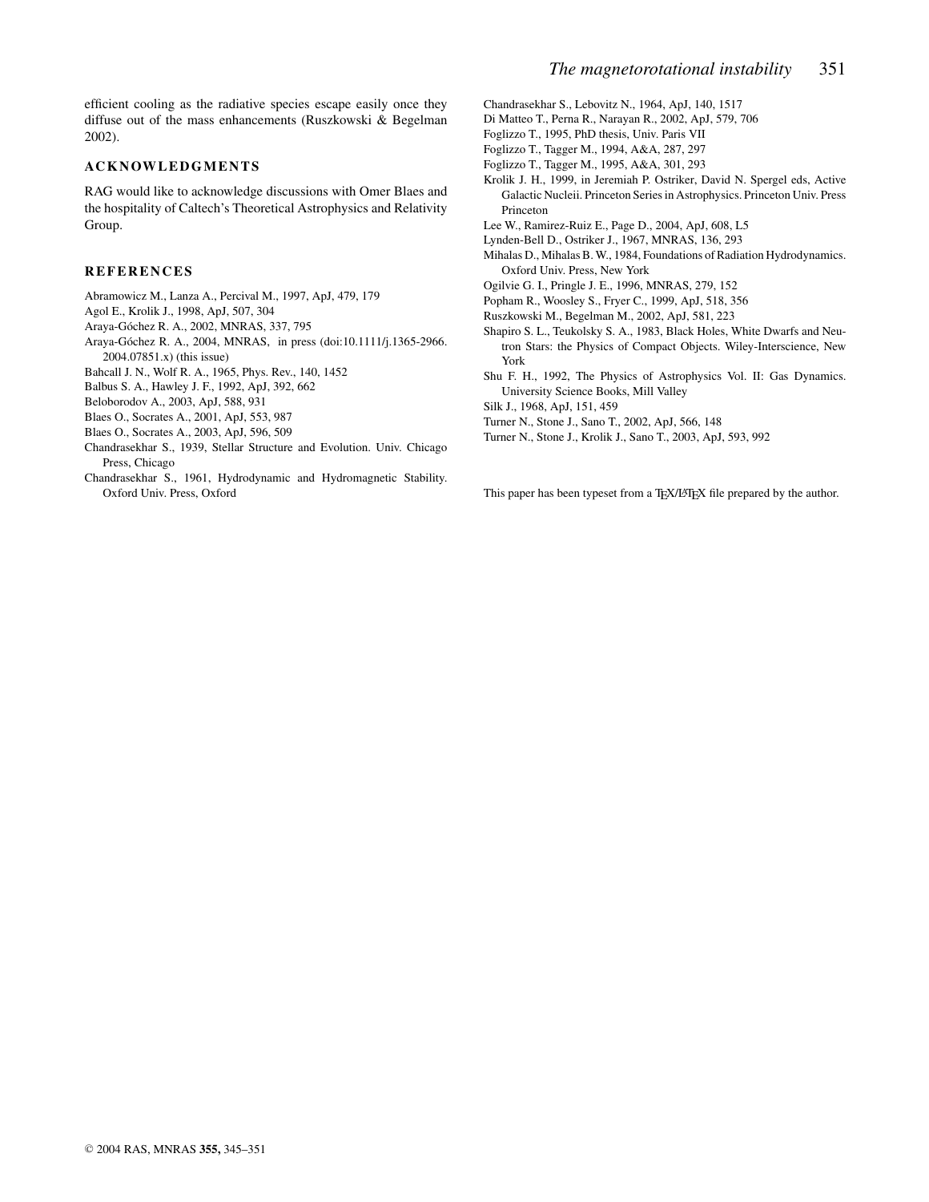efficient cooling as the radiative species escape easily once they diffuse out of the mass enhancements (Ruszkowski & Begelman 2002).

## ACKNOWLEDGMENTS

RAG would like to acknowledge discussions with Omer Blaes and the hospitality of Caltech's Theoretical Astrophysics and Relativity Group.

## REFERENCES

Abramowicz M., Lanza A., Percival M., 1997, ApJ, 479, 179

Agol E., Krolik J., 1998, ApJ, 507, 304

Araya-Góchez R. A., 2002, MNRAS, 337, 795

Araya-Góchez R. A., 2004, MNRAS, in press (doi:10.1111/j.1365-2966.2004.07851.x) (this issue)

Bahcall J. N., Wolf R. A., 1965, Phys. Rev., 140, 1452

Balbus S. A., Hawley J. F., 1992, ApJ, 392, 662

Beloborodov A., 2003, ApJ, 588, 931

Blaes O., Socrates A., 2001, ApJ, 553, 987

Blaes O., Socrates A., 2003, ApJ, 596, 509

Chandrasekhar S., 1939, Stellar Structure and Evolution. Univ. Chicago Press, Chicago

Chandrasekhar S., 1961, Hydrodynamic and Hydromagnetic Stability. Oxford Univ. Press, Oxford

Chandrasekhar S., Lebovitz N., 1964, ApJ, 140, 1517

Di Matteo T., Perna R., Narayan R., 2002, ApJ, 579, 706

Foglizzo T., 1995, PhD thesis, Univ. Paris VII

Foglizzo T., Tagger M., 1994, A&A, 287, 297

Foglizzo T., Tagger M., 1995, A&A, 301, 293

Krolik J. H., 1999, in Jeremiah P. Ostriker, David N. Spergel eds, Active Galactic Nucleii. Princeton Series in Astrophysics. Princeton Univ. Press Princeton

Lee W., Ramirez-Ruiz E., Page D., 2004, ApJ, 608, L5

Lynden-Bell D., Ostriker J., 1967, MNRAS, 136, 293

Mihalas D., Mihalas B. W., 1984, Foundations of Radiation Hydrodynamics. Oxford Univ. Press, New York

Ogilvie G. I., Pringle J. E., 1996, MNRAS, 279, 152

Popham R., Woosley S., Fryer C., 1999, ApJ, 518, 356

Ruszkowski M., Begelman M., 2002, ApJ, 581, 223

Shapiro S. L., Teukolsky S. A., 1983, Black Holes, White Dwarfs and Neutron Stars: the Physics of Compact Objects. Wiley-Interscience, New York

Shu F. H., 1992, The Physics of Astrophysics Vol. II: Gas Dynamics. University Science Books, Mill Valley

Silk J., 1968, ApJ, 151, 459

Turner N., Stone J., Sano T., 2002, ApJ, 566, 148

Turner N., Stone J., Krolik J., Sano T., 2003, ApJ, 593, 992

This paper has been typeset from a TEX/LATEX file prepared by the author.